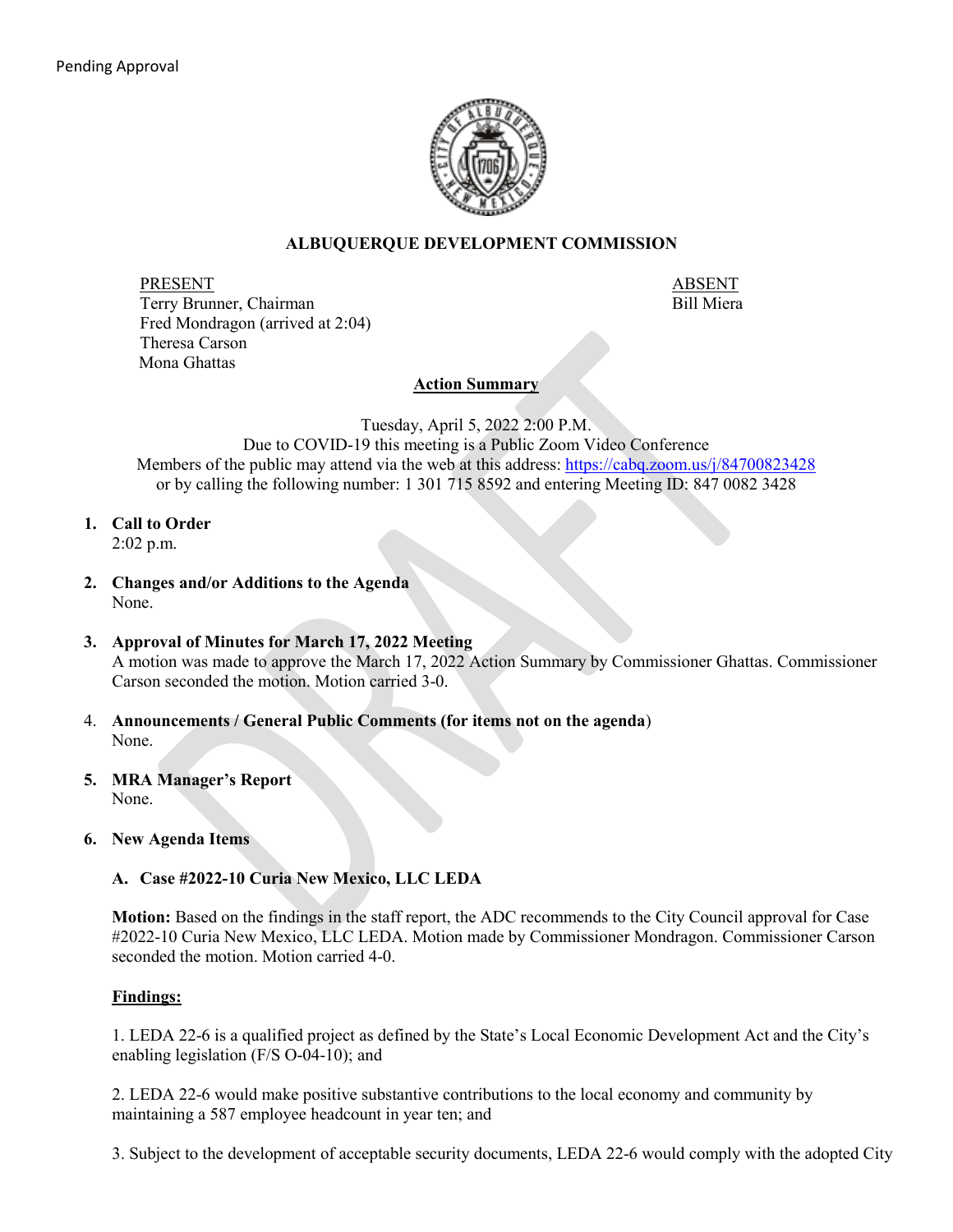Pending Approval

# ALBUQUERQUE DEVELOPMENT COMMISSION

| PRESENT | ABSENT |
| --- | --- |
| Terry Brunner, Chairman | Bill Miera |
| Fred Mondragon (arrived at 2:04) | |
| Theresa Carson | |
| Mona Ghattas | |

## Action Summary

Tuesday, April 5, 2022 2:00 P.M.
Due to COVID-19 this meeting is a Public Zoom Video Conference
Members of the public may attend via the web at this address: https://cabq.zoom.us/j/84700823428
or by calling the following number: 1 301 715 8592 and entering Meeting ID: 847 0082 3428

1. **Call to Order**
   2:02 p.m.

2. **Changes and/or Additions to the Agenda**
   None.

3. **Approval of Minutes for March 17, 2022 Meeting**
   A motion was made to approve the March 17, 2022 Action Summary by Commissioner Ghattas. Commissioner Carson seconded the motion. Motion carried 3-0.

4. **Announcements / General Public Comments (for items not on the agenda)**
   None.

5. **MRA Manager's Report**
   None.

6. **New Agenda Items**

   **A. Case #2022-10 Curia New Mexico, LLC LEDA**

   **Motion:** Based on the findings in the staff report, the ADC recommends to the City Council approval for Case #2022-10 Curia New Mexico, LLC LEDA. Motion made by Commissioner Mondragon. Commissioner Carson seconded the motion. Motion carried 4-0.

   **Findings:**

   1. LEDA 22-6 is a qualified project as defined by the State's Local Economic Development Act and the City's enabling legislation (F/S O-04-10); and

   2. LEDA 22-6 would make positive substantive contributions to the local economy and community by maintaining a 587 employee headcount in year ten; and

   3. Subject to the development of acceptable security documents, LEDA 22-6 would comply with the adopted City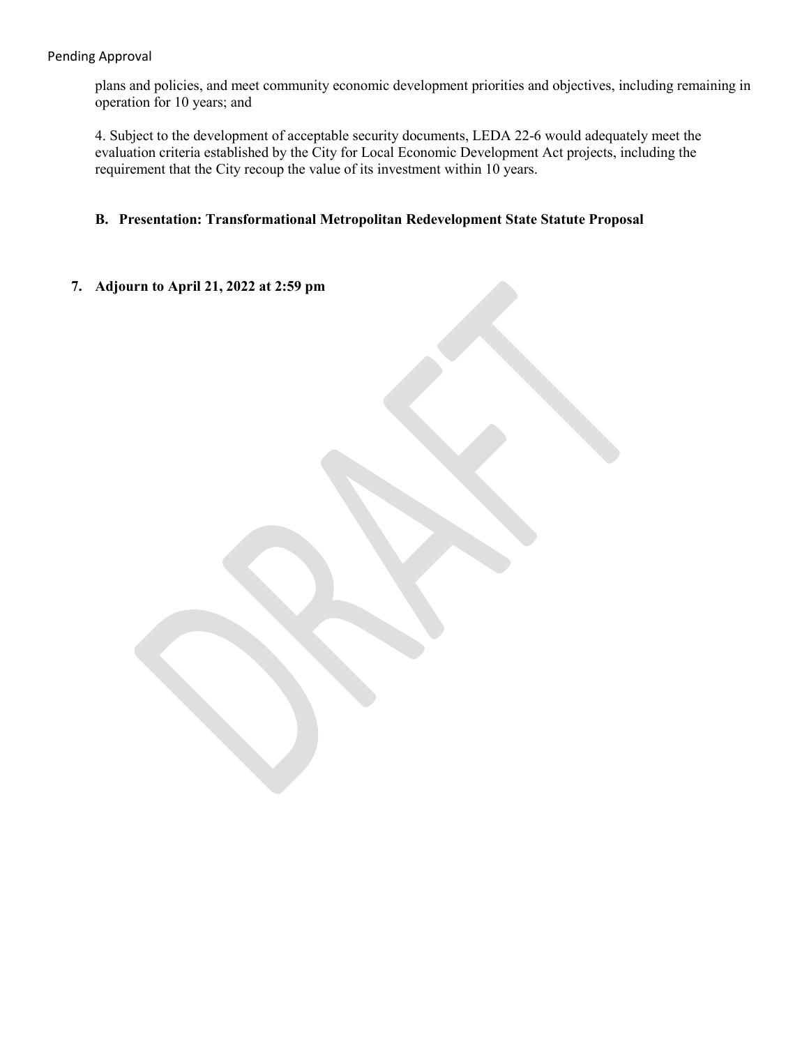plans and policies, and meet community economic development priorities and objectives, including remaining in operation for 10 years; and

4. Subject to the development of acceptable security documents, LEDA 22-6 would adequately meet the evaluation criteria established by the City for Local Economic Development Act projects, including the requirement that the City recoup the value of its investment within 10 years.

**B. Presentation: Transformational Metropolitan Redevelopment State Statute Proposal**

**7. Adjourn to April 21, 2022 at 2:59 pm**